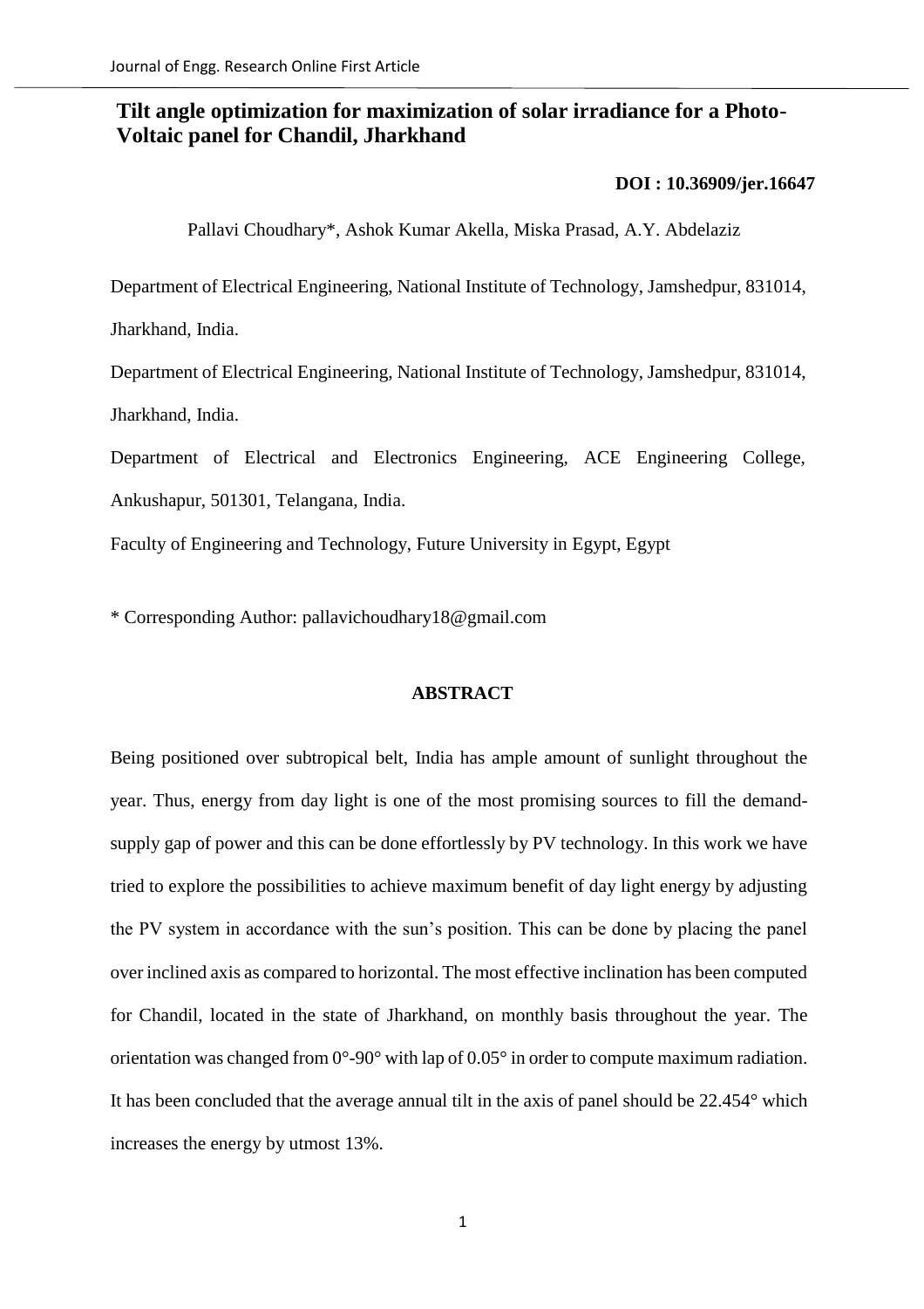# Tilt angle optimization for maximization of solar irradiance for a Photo-Voltaic panel for Chandil, Jharkhand

**DOI : 10.36909/jer.16647**

Pallavi Choudhary*, Ashok Kumar Akella, Miska Prasad, A.Y. Abdelaziz

Department of Electrical Engineering, National Institute of Technology, Jamshedpur, 831014, Jharkhand, India.

Department of Electrical Engineering, National Institute of Technology, Jamshedpur, 831014, Jharkhand, India.

Department of Electrical and Electronics Engineering, ACE Engineering College, Ankushapur, 501301, Telangana, India.

Faculty of Engineering and Technology, Future University in Egypt, Egypt

* Corresponding Author: pallavichoudhary18@gmail.com

## ABSTRACT

Being positioned over subtropical belt, India has ample amount of sunlight throughout the year. Thus, energy from day light is one of the most promising sources to fill the demand-supply gap of power and this can be done effortlessly by PV technology. In this work we have tried to explore the possibilities to achieve maximum benefit of day light energy by adjusting the PV system in accordance with the sun's position. This can be done by placing the panel over inclined axis as compared to horizontal. The most effective inclination has been computed for Chandil, located in the state of Jharkhand, on monthly basis throughout the year. The orientation was changed from 0°-90° with lap of 0.05° in order to compute maximum radiation. It has been concluded that the average annual tilt in the axis of panel should be 22.454° which increases the energy by utmost 13%.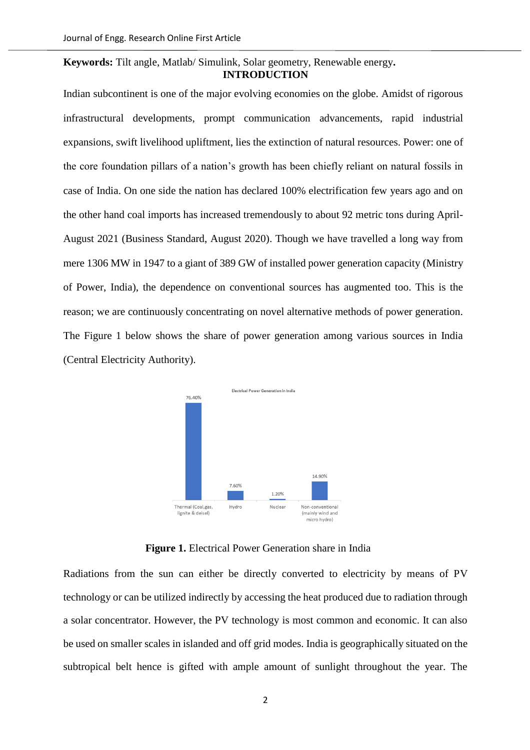**Keywords:** Tilt angle, Matlab/ Simulink, Solar geometry, Renewable energy**.**

## INTRODUCTION

Indian subcontinent is one of the major evolving economies on the globe. Amidst of rigorous infrastructural developments, prompt communication advancements, rapid industrial expansions, swift livelihood upliftment, lies the extinction of natural resources. Power: one of the core foundation pillars of a nation's growth has been chiefly reliant on natural fossils in case of India. On one side the nation has declared 100% electrification few years ago and on the other hand coal imports has increased tremendously to about 92 metric tons during April-August 2021 (Business Standard, August 2020). Though we have travelled a long way from mere 1306 MW in 1947 to a giant of 389 GW of installed power generation capacity (Ministry of Power, India), the dependence on conventional sources has augmented too. This is the reason; we are continuously concentrating on novel alternative methods of power generation. The Figure 1 below shows the share of power generation among various sources in India (Central Electricity Authority).

Electrical Power Generation in India

76.40%

7.60%

1.20%

14.90%

Thermal (Coal,gas, lignite & deisel)

Hydro

Nuclear

Non-conventional (mainly wind and micro hydro)

**Figure 1.** Electrical Power Generation share in India

Radiations from the sun can either be directly converted to electricity by means of PV technology or can be utilized indirectly by accessing the heat produced due to radiation through a solar concentrator. However, the PV technology is most common and economic. It can also be used on smaller scales in islanded and off grid modes. India is geographically situated on the subtropical belt hence is gifted with ample amount of sunlight throughout the year. The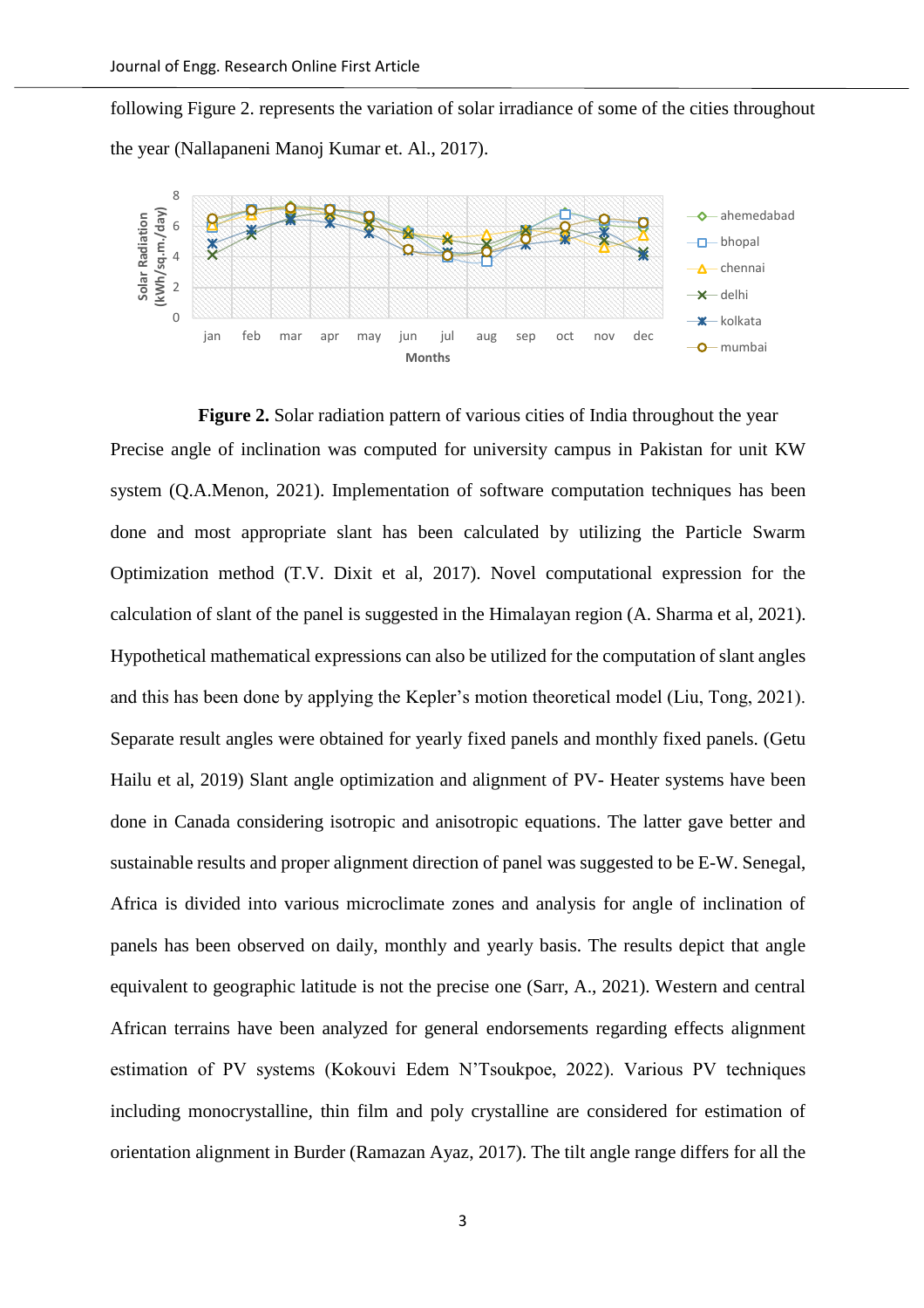following Figure 2. represents the variation of solar irradiance of some of the cities throughout the year (Nallapaneni Manoj Kumar et. Al., 2017).

Solar Radiation (kWh/sq.m./day)

8
6
4
2
0

jan feb mar apr may jun jul aug sep oct nov dec

Months

ahemedabad
bhopal
chennai
delhi
kolkata
mumbai

**Figure 2.** Solar radiation pattern of various cities of India throughout the year

Precise angle of inclination was computed for university campus in Pakistan for unit KW system (Q.A.Menon, 2021). Implementation of software computation techniques has been done and most appropriate slant has been calculated by utilizing the Particle Swarm Optimization method (T.V. Dixit et al, 2017). Novel computational expression for the calculation of slant of the panel is suggested in the Himalayan region (A. Sharma et al, 2021). Hypothetical mathematical expressions can also be utilized for the computation of slant angles and this has been done by applying the Kepler's motion theoretical model (Liu, Tong, 2021). Separate result angles were obtained for yearly fixed panels and monthly fixed panels. (Getu Hailu et al, 2019) Slant angle optimization and alignment of PV- Heater systems have been done in Canada considering isotropic and anisotropic equations. The latter gave better and sustainable results and proper alignment direction of panel was suggested to be E-W. Senegal, Africa is divided into various microclimate zones and analysis for angle of inclination of panels has been observed on daily, monthly and yearly basis. The results depict that angle equivalent to geographic latitude is not the precise one (Sarr, A., 2021). Western and central African terrains have been analyzed for general endorsements regarding effects alignment estimation of PV systems (Kokouvi Edem N'Tsoukpoe, 2022). Various PV techniques including monocrystalline, thin film and poly crystalline are considered for estimation of orientation alignment in Burder (Ramazan Ayaz, 2017). The tilt angle range differs for all the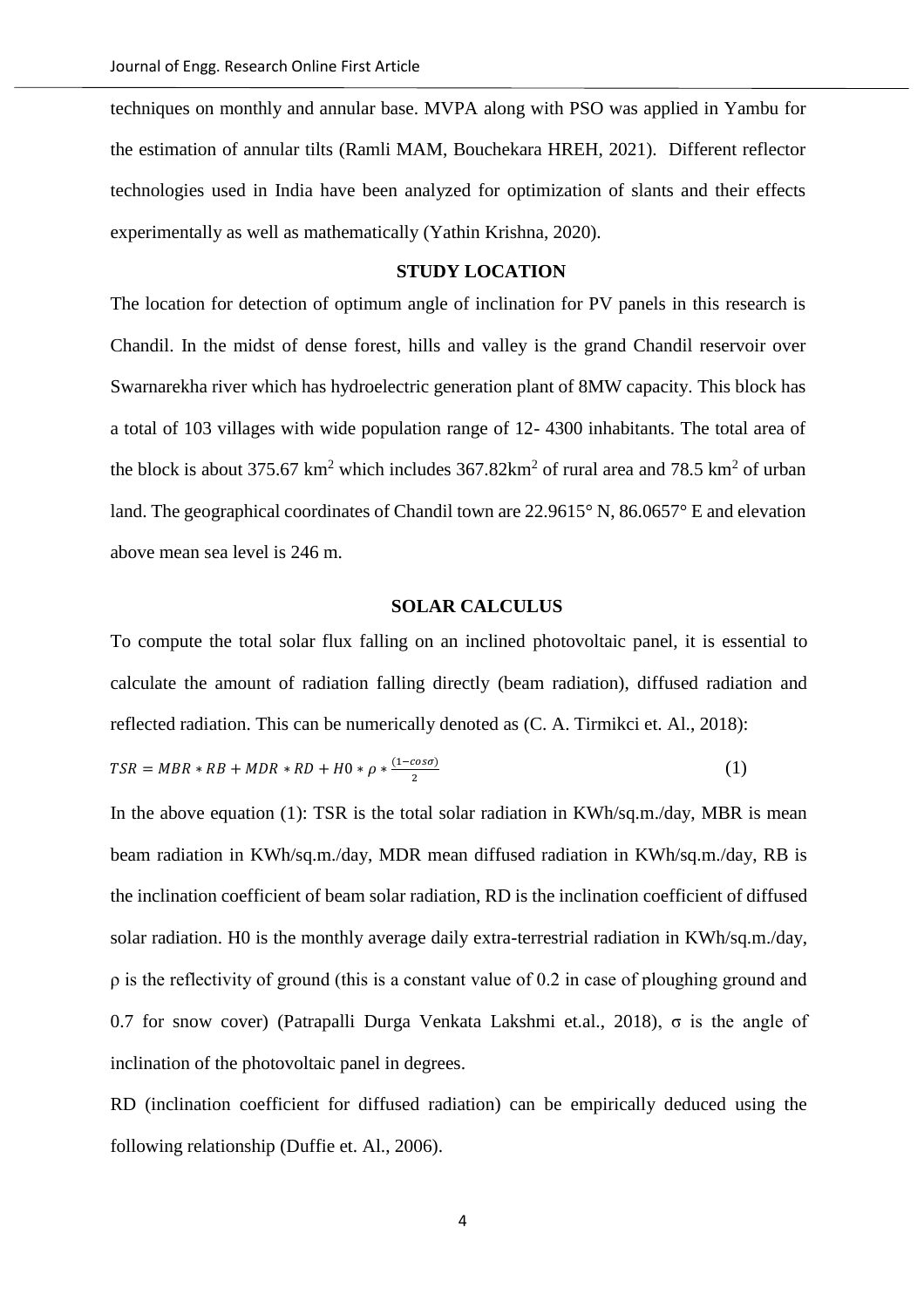techniques on monthly and annular base. MVPA along with PSO was applied in Yambu for the estimation of annular tilts (Ramli MAM, Bouchekara HREH, 2021). Different reflector technologies used in India have been analyzed for optimization of slants and their effects experimentally as well as mathematically (Yathin Krishna, 2020).

## STUDY LOCATION

The location for detection of optimum angle of inclination for PV panels in this research is Chandil. In the midst of dense forest, hills and valley is the grand Chandil reservoir over Swarnarekha river which has hydroelectric generation plant of 8MW capacity. This block has a total of 103 villages with wide population range of 12- 4300 inhabitants. The total area of the block is about 375.67 $km^2$ which includes 367.82$km^2$ of rural area and 78.5 $km^2$ of urban land. The geographical coordinates of Chandil town are 22.9615° N, 86.0657° E and elevation above mean sea level is 246 m.

## SOLAR CALCULUS

To compute the total solar flux falling on an inclined photovoltaic panel, it is essential to calculate the amount of radiation falling directly (beam radiation), diffused radiation and reflected radiation. This can be numerically denoted as (C. A. Tirmikci et. Al., 2018):

$$TSR = MBR * RB + MDR * RD + H0 * \rho * \frac{(1-cos\sigma)}{2} \tag{1}$$

In the above equation (1): TSR is the total solar radiation in KWh/sq.m./day, MBR is mean beam radiation in KWh/sq.m./day, MDR mean diffused radiation in KWh/sq.m./day, RB is the inclination coefficient of beam solar radiation, RD is the inclination coefficient of diffused solar radiation. H0 is the monthly average daily extra-terrestrial radiation in KWh/sq.m./day, $\rho$ is the reflectivity of ground (this is a constant value of 0.2 in case of ploughing ground and 0.7 for snow cover) (Patrapalli Durga Venkata Lakshmi et.al., 2018), $\sigma$ is the angle of inclination of the photovoltaic panel in degrees.

RD (inclination coefficient for diffused radiation) can be empirically deduced using the following relationship (Duffie et. Al., 2006).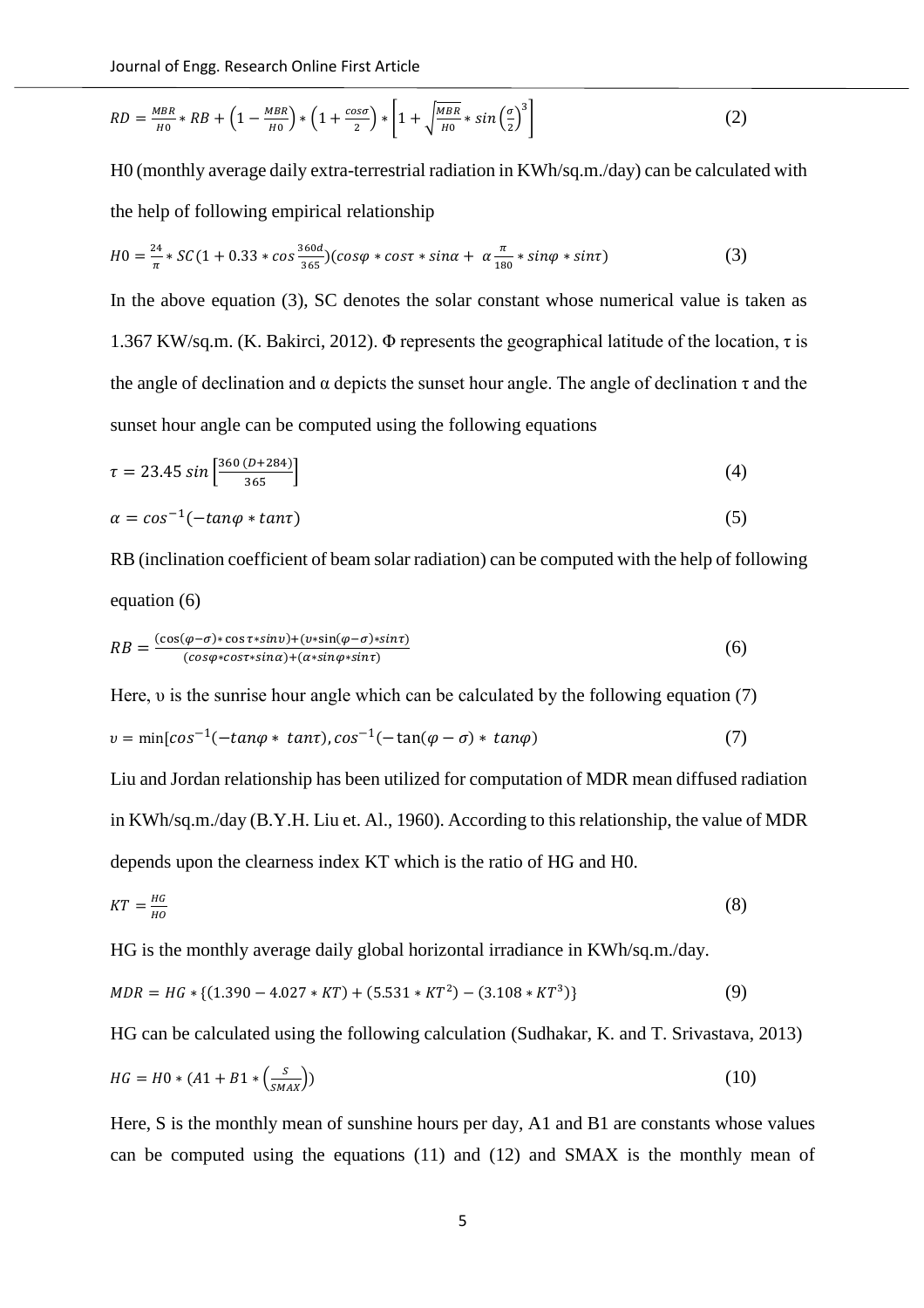$$RD = \frac{MBR}{H0} * RB + \left(1 - \frac{MBR}{H0}\right) * \left(1 + \frac{cos\sigma}{2}\right) * \left[1 + \sqrt{\frac{MBR}{H0}} * sin\left(\frac{\sigma}{2}\right)^3\right] \tag{2}$$

H0 (monthly average daily extra-terrestrial radiation in KWh/sq.m./day) can be calculated with the help of following empirical relationship

$$H0 = \frac{24}{\pi} * SC(1 + 0.33 * cos\frac{360d}{365})(cos\varphi * cos\tau * sin\alpha + \alpha\frac{\pi}{180} * sin\varphi * sin\tau) \tag{3}$$

In the above equation (3), SC denotes the solar constant whose numerical value is taken as 1.367 KW/sq.m. (K. Bakirci, 2012). $\Phi$ represents the geographical latitude of the location, $\tau$ is the angle of declination and $\alpha$ depicts the sunset hour angle. The angle of declination $\tau$ and the sunset hour angle can be computed using the following equations

$$\tau = 23.45\, sin\left[\frac{360\,(D+284)}{365}\right] \tag{4}$$

$$\alpha = cos^{-1}(-tan\varphi * tan\tau) \tag{5}$$

RB (inclination coefficient of beam solar radiation) can be computed with the help of following equation (6)

$$RB = \frac{(\cos(\varphi-\sigma) * \cos\tau * sin\upsilon) + (\upsilon * \sin(\varphi-\sigma) * sin\tau)}{(cos\varphi * cos\tau * sin\alpha) + (\alpha * sin\varphi * sin\tau)} \tag{6}$$

Here, $\upsilon$ is the sunrise hour angle which can be calculated by the following equation (7)

$$\upsilon = \min[cos^{-1}(-tan\varphi * \ tan\tau), cos^{-1}(-\tan(\varphi - \sigma) * \ tan\varphi) \tag{7}$$

Liu and Jordan relationship has been utilized for computation of MDR mean diffused radiation in KWh/sq.m./day (B.Y.H. Liu et. Al., 1960). According to this relationship, the value of MDR depends upon the clearness index KT which is the ratio of HG and H0.

$$KT = \frac{HG}{HO} \tag{8}$$

HG is the monthly average daily global horizontal irradiance in KWh/sq.m./day.

$$MDR = HG * \{(1.390 - 4.027 * KT) + (5.531 * KT^2) - (3.108 * KT^3)\} \tag{9}$$

HG can be calculated using the following calculation (Sudhakar, K. and T. Srivastava, 2013)

$$HG = H0 * (A1 + B1 * \left(\frac{S}{SMAX}\right)) \tag{10}$$

Here, S is the monthly mean of sunshine hours per day, A1 and B1 are constants whose values can be computed using the equations (11) and (12) and SMAX is the monthly mean of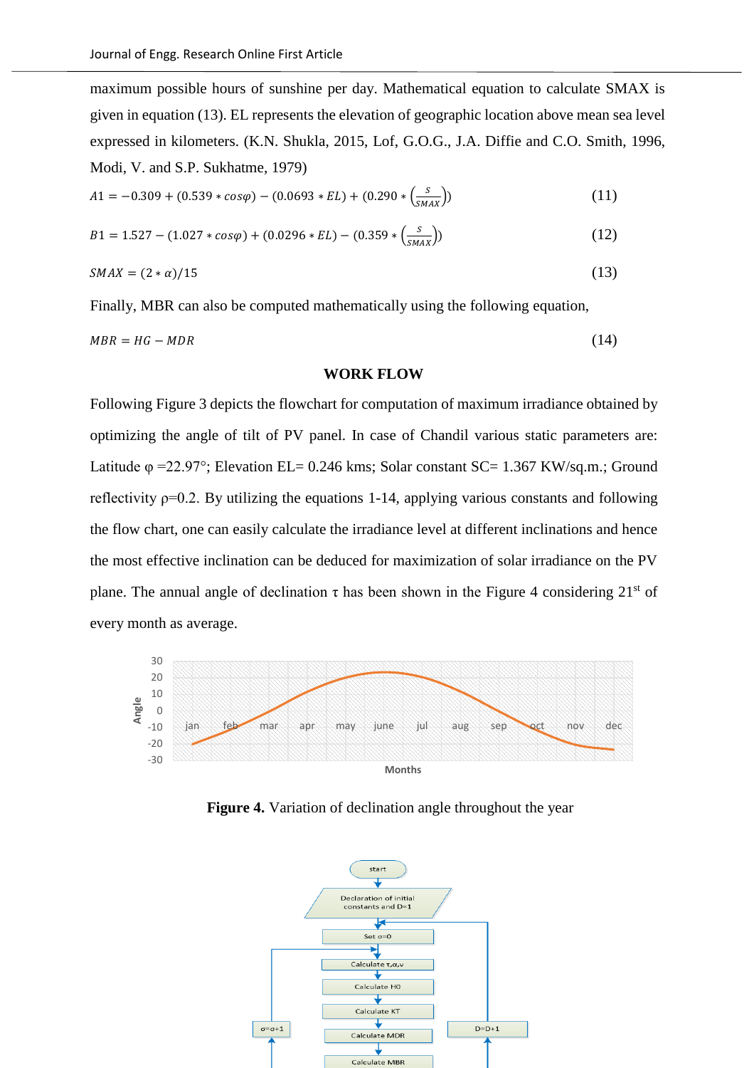maximum possible hours of sunshine per day. Mathematical equation to calculate SMAX is given in equation (13). EL represents the elevation of geographic location above mean sea level expressed in kilometers. (K.N. Shukla, 2015, Lof, G.O.G., J.A. Diffie and C.O. Smith, 1996, Modi, V. and S.P. Sukhatme, 1979)

$$A1 = -0.309 + (0.539 * cos\varphi) - (0.0693 * EL) + (0.290 * \left(\frac{S}{SMAX}\right)) \tag{11}$$

$$B1 = 1.527 - (1.027 * cos\varphi) + (0.0296 * EL) - (0.359 * \left(\frac{S}{SMAX}\right)) \tag{12}$$

$$SMAX = (2 * \alpha)/15 \tag{13}$$

Finally, MBR can also be computed mathematically using the following equation,

$$MBR = HG - MDR \tag{14}$$

## WORK FLOW

Following Figure 3 depicts the flowchart for computation of maximum irradiance obtained by optimizing the angle of tilt of PV panel. In case of Chandil various static parameters are: Latitude $\varphi$ =22.97°; Elevation EL= 0.246 kms; Solar constant SC= 1.367 KW/sq.m.; Ground reflectivity $\rho$=0.2. By utilizing the equations 1-14, applying various constants and following the flow chart, one can easily calculate the irradiance level at different inclinations and hence the most effective inclination can be deduced for maximization of solar irradiance on the PV plane. The annual angle of declination $\tau$ has been shown in the Figure 4 considering 21st of every month as average.

**Figure 4.** Variation of declination angle throughout the year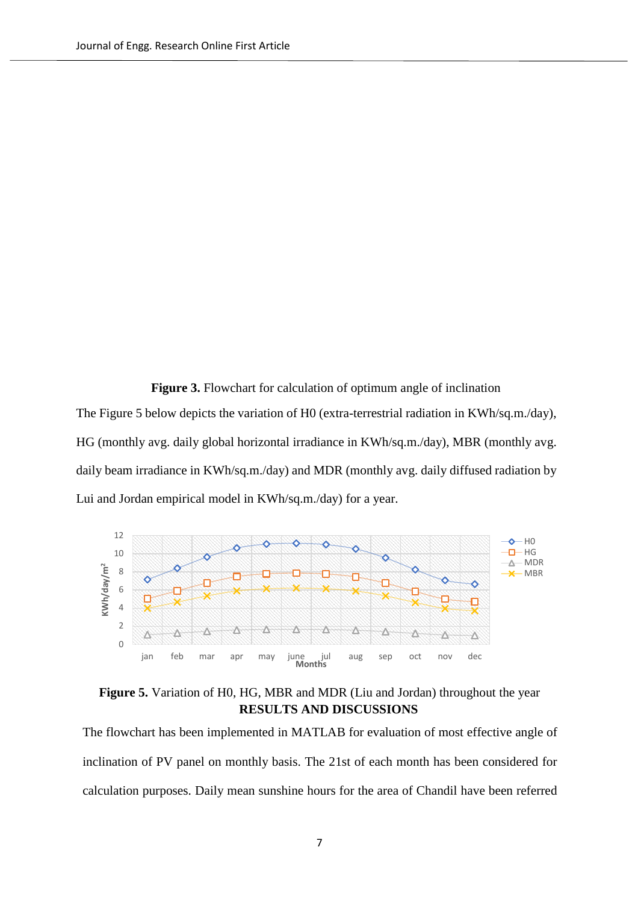**Figure 3.** Flowchart for calculation of optimum angle of inclination

The Figure 5 below depicts the variation of H0 (extra-terrestrial radiation in KWh/sq.m./day), HG (monthly avg. daily global horizontal irradiance in KWh/sq.m./day), MBR (monthly avg. daily beam irradiance in KWh/sq.m./day) and MDR (monthly avg. daily diffused radiation by Lui and Jordan empirical model in KWh/sq.m./day) for a year.

12
10
8
6
4
2
0

KWh/day/m²

jan feb mar apr may june jul aug sep oct nov dec

Months

H0
HG
MDR
MBR

**Figure 5.** Variation of H0, HG, MBR and MDR (Liu and Jordan) throughout the year

## RESULTS AND DISCUSSIONS

The flowchart has been implemented in MATLAB for evaluation of most effective angle of inclination of PV panel on monthly basis. The 21st of each month has been considered for calculation purposes. Daily mean sunshine hours for the area of Chandil have been referred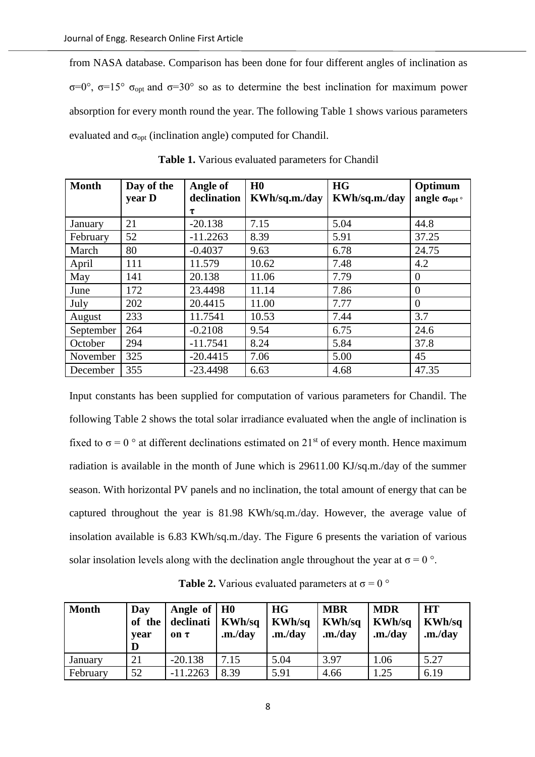from NASA database. Comparison has been done for four different angles of inclination as $\sigma=0°$, $\sigma=15°$ $\sigma_{opt}$ and $\sigma=30°$ so as to determine the best inclination for maximum power absorption for every month round the year. The following Table 1 shows various parameters evaluated and $\sigma_{opt}$ (inclination angle) computed for Chandil.

**Table 1.** Various evaluated parameters for Chandil

| Month | Day of the year D | Angle of declination $\tau$ | H0 KWh/sq.m./day | HG KWh/sq.m./day | Optimum angle $\sigma_{opt}$ ° |
|---|---|---|---|---|---|
| January | 21 | -20.138 | 7.15 | 5.04 | 44.8 |
| February | 52 | -11.2263 | 8.39 | 5.91 | 37.25 |
| March | 80 | -0.4037 | 9.63 | 6.78 | 24.75 |
| April | 111 | 11.579 | 10.62 | 7.48 | 4.2 |
| May | 141 | 20.138 | 11.06 | 7.79 | 0 |
| June | 172 | 23.4498 | 11.14 | 7.86 | 0 |
| July | 202 | 20.4415 | 11.00 | 7.77 | 0 |
| August | 233 | 11.7541 | 10.53 | 7.44 | 3.7 |
| September | 264 | -0.2108 | 9.54 | 6.75 | 24.6 |
| October | 294 | -11.7541 | 8.24 | 5.84 | 37.8 |
| November | 325 | -20.4415 | 7.06 | 5.00 | 45 |
| December | 355 | -23.4498 | 6.63 | 4.68 | 47.35 |

Input constants has been supplied for computation of various parameters for Chandil. The following Table 2 shows the total solar irradiance evaluated when the angle of inclination is fixed to $\sigma = 0$ ° at different declinations estimated on 21st of every month. Hence maximum radiation is available in the month of June which is 29611.00 KJ/sq.m./day of the summer season. With horizontal PV panels and no inclination, the total amount of energy that can be captured throughout the year is 81.98 KWh/sq.m./day. However, the average value of insolation available is 6.83 KWh/sq.m./day. The Figure 6 presents the variation of various solar insolation levels along with the declination angle throughout the year at $\sigma = 0$ °.

**Table 2.** Various evaluated parameters at $\sigma = 0$ °

| Month | Day of the year D | Angle of declination $\tau$ | H0 KWh/sq.m./day | HG KWh/sq.m./day | MBR KWh/sq.m./day | MDR KWh/sq.m./day | HT KWh/sq.m./day |
|---|---|---|---|---|---|---|---|
| January | 21 | -20.138 | 7.15 | 5.04 | 3.97 | 1.06 | 5.27 |
| February | 52 | -11.2263 | 8.39 | 5.91 | 4.66 | 1.25 | 6.19 |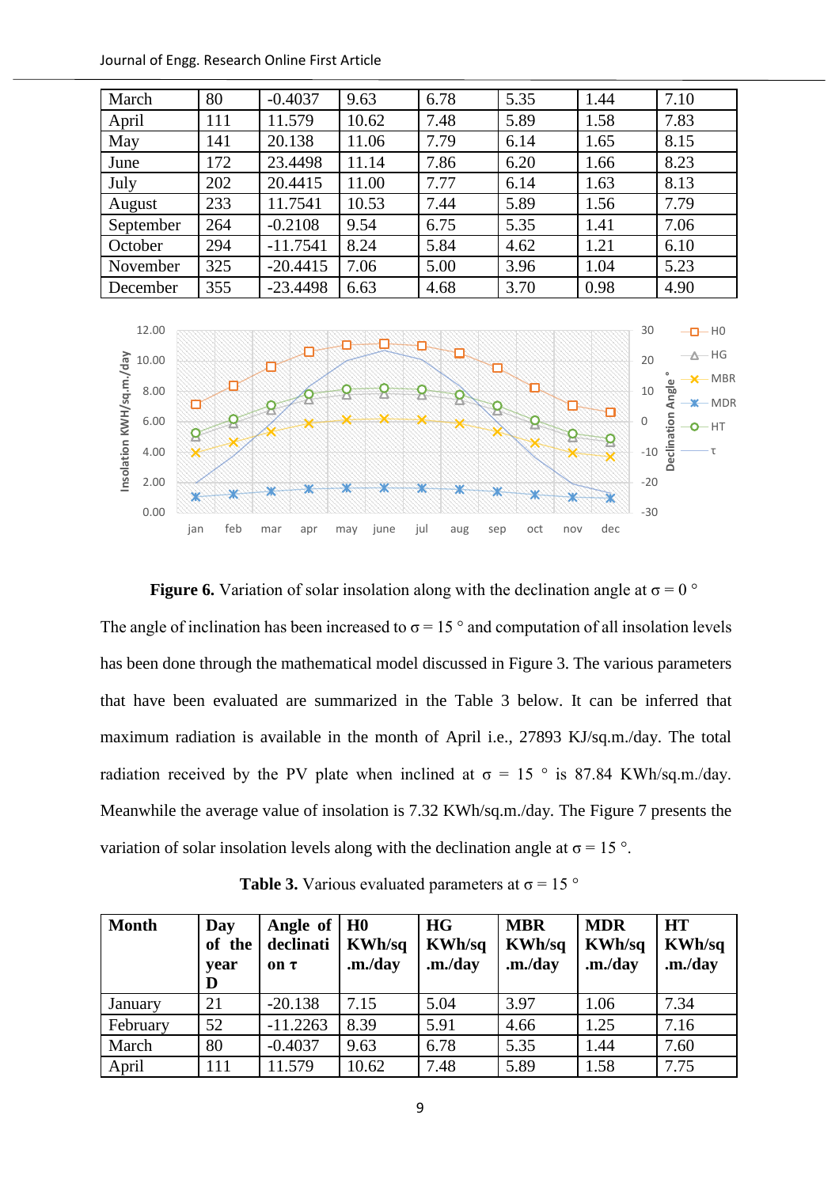| | | | | | | | |
|---|---|---|---|---|---|---|---|
| March | 80 | -0.4037 | 9.63 | 6.78 | 5.35 | 1.44 | 7.10 |
| April | 111 | 11.579 | 10.62 | 7.48 | 5.89 | 1.58 | 7.83 |
| May | 141 | 20.138 | 11.06 | 7.79 | 6.14 | 1.65 | 8.15 |
| June | 172 | 23.4498 | 11.14 | 7.86 | 6.20 | 1.66 | 8.23 |
| July | 202 | 20.4415 | 11.00 | 7.77 | 6.14 | 1.63 | 8.13 |
| August | 233 | 11.7541 | 10.53 | 7.44 | 5.89 | 1.56 | 7.79 |
| September | 264 | -0.2108 | 9.54 | 6.75 | 5.35 | 1.41 | 7.06 |
| October | 294 | -11.7541 | 8.24 | 5.84 | 4.62 | 1.21 | 6.10 |
| November | 325 | -20.4415 | 7.06 | 5.00 | 3.96 | 1.04 | 5.23 |
| December | 355 | -23.4498 | 6.63 | 4.68 | 3.70 | 0.98 | 4.90 |

Insolation KWH/sq.m./day
12.00
10.00
8.00
6.00
4.00
2.00
0.00
jan feb mar apr may june jul aug sep oct nov dec
Declination Angle °
30
20
10
0
-10
-20
-30
H0
HG
MBR
MDR
HT
τ

**Figure 6.** Variation of solar insolation along with the declination angle at σ = 0 °

The angle of inclination has been increased to σ = 15 ° and computation of all insolation levels has been done through the mathematical model discussed in Figure 3. The various parameters that have been evaluated are summarized in the Table 3 below. It can be inferred that maximum radiation is available in the month of April i.e., 27893 KJ/sq.m./day. The total radiation received by the PV plate when inclined at σ = 15 ° is 87.84 KWh/sq.m./day. Meanwhile the average value of insolation is 7.32 KWh/sq.m./day. The Figure 7 presents the variation of solar insolation levels along with the declination angle at σ = 15 °.

**Table 3.** Various evaluated parameters at σ = 15 °

| **Month** | **Day of the year D** | **Angle of declination τ** | **H0 KWh/sq.m./day** | **HG KWh/sq.m./day** | **MBR KWh/sq.m./day** | **MDR KWh/sq.m./day** | **HT KWh/sq.m./day** |
|---|---|---|---|---|---|---|---|
| January | 21 | -20.138 | 7.15 | 5.04 | 3.97 | 1.06 | 7.34 |
| February | 52 | -11.2263 | 8.39 | 5.91 | 4.66 | 1.25 | 7.16 |
| March | 80 | -0.4037 | 9.63 | 6.78 | 5.35 | 1.44 | 7.60 |
| April | 111 | 11.579 | 10.62 | 7.48 | 5.89 | 1.58 | 7.75 |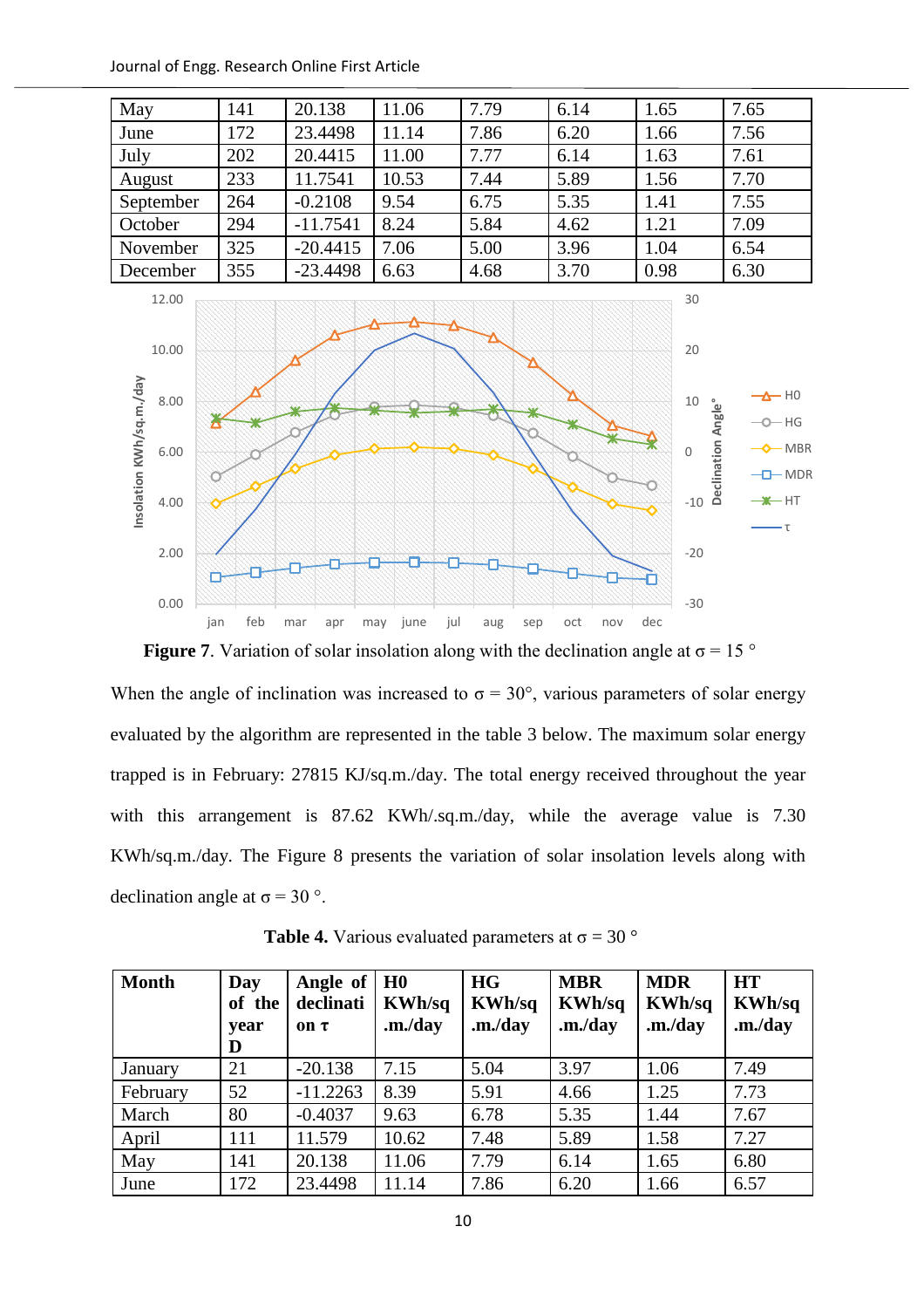| | | | | | | | |
|---|---|---|---|---|---|---|---|
| May | 141 | 20.138 | 11.06 | 7.79 | 6.14 | 1.65 | 7.65 |
| June | 172 | 23.4498 | 11.14 | 7.86 | 6.20 | 1.66 | 7.56 |
| July | 202 | 20.4415 | 11.00 | 7.77 | 6.14 | 1.63 | 7.61 |
| August | 233 | 11.7541 | 10.53 | 7.44 | 5.89 | 1.56 | 7.70 |
| September | 264 | -0.2108 | 9.54 | 6.75 | 5.35 | 1.41 | 7.55 |
| October | 294 | -11.7541 | 8.24 | 5.84 | 4.62 | 1.21 | 7.09 |
| November | 325 | -20.4415 | 7.06 | 5.00 | 3.96 | 1.04 | 6.54 |
| December | 355 | -23.4498 | 6.63 | 4.68 | 3.70 | 0.98 | 6.30 |

12.00
10.00
8.00
6.00
4.00
2.00
0.00
Insolation KWh/sq.m./day
30
20
10
0
-10
-20
-30
Declination Angle°
jan feb mar apr may june jul aug sep oct nov dec
H0
HG
MBR
MDR
HT
τ

**Figure 7**. Variation of solar insolation along with the declination angle at σ = 15 °

When the angle of inclination was increased to σ = 30°, various parameters of solar energy evaluated by the algorithm are represented in the table 3 below. The maximum solar energy trapped is in February: 27815 KJ/sq.m./day. The total energy received throughout the year with this arrangement is 87.62 KWh/.sq.m./day, while the average value is 7.30 KWh/sq.m./day. The Figure 8 presents the variation of solar insolation levels along with declination angle at σ = 30 °.

**Table 4.** Various evaluated parameters at σ = 30 °

| Month | Day of the year D | Angle of declination τ | H0 KWh/sq.m./day | HG KWh/sq.m./day | MBR KWh/sq.m./day | MDR KWh/sq.m./day | HT KWh/sq.m./day |
|---|---|---|---|---|---|---|---|
| January | 21 | -20.138 | 7.15 | 5.04 | 3.97 | 1.06 | 7.49 |
| February | 52 | -11.2263 | 8.39 | 5.91 | 4.66 | 1.25 | 7.73 |
| March | 80 | -0.4037 | 9.63 | 6.78 | 5.35 | 1.44 | 7.67 |
| April | 111 | 11.579 | 10.62 | 7.48 | 5.89 | 1.58 | 7.27 |
| May | 141 | 20.138 | 11.06 | 7.79 | 6.14 | 1.65 | 6.80 |
| June | 172 | 23.4498 | 11.14 | 7.86 | 6.20 | 1.66 | 6.57 |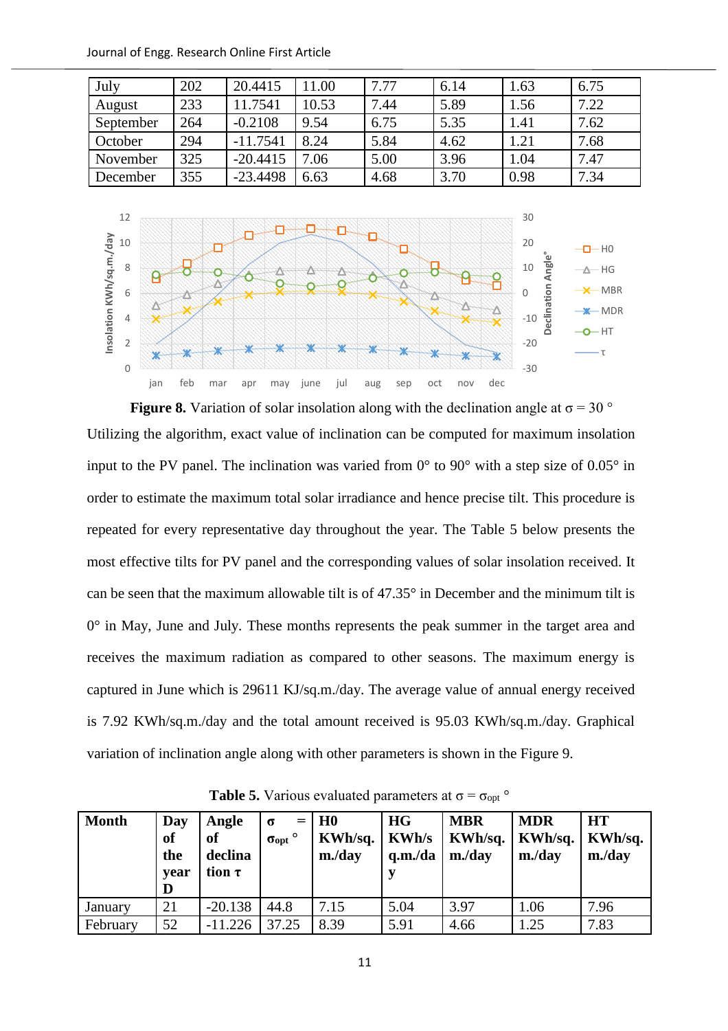| | | | | | | | |
|---|---|---|---|---|---|---|---|
| July | 202 | 20.4415 | 11.00 | 7.77 | 6.14 | 1.63 | 6.75 |
| August | 233 | 11.7541 | 10.53 | 7.44 | 5.89 | 1.56 | 7.22 |
| September | 264 | -0.2108 | 9.54 | 6.75 | 5.35 | 1.41 | 7.62 |
| October | 294 | -11.7541 | 8.24 | 5.84 | 4.62 | 1.21 | 7.68 |
| November | 325 | -20.4415 | 7.06 | 5.00 | 3.96 | 1.04 | 7.47 |
| December | 355 | -23.4498 | 6.63 | 4.68 | 3.70 | 0.98 | 7.34 |

Insolation KWh/sq.m./day

12
10
8
6
4
2
0

jan feb mar apr may june jul aug sep oct nov dec

Declination Angle°

30
20
10
0
-10
-20
-30

H0
HG
MBR
MDR
HT
τ

**Figure 8.** Variation of solar insolation along with the declination angle at σ = 30 °

Utilizing the algorithm, exact value of inclination can be computed for maximum insolation input to the PV panel. The inclination was varied from 0° to 90° with a step size of 0.05° in order to estimate the maximum total solar irradiance and hence precise tilt. This procedure is repeated for every representative day throughout the year. The Table 5 below presents the most effective tilts for PV panel and the corresponding values of solar insolation received. It can be seen that the maximum allowable tilt is of 47.35° in December and the minimum tilt is 0° in May, June and July. These months represents the peak summer in the target area and receives the maximum radiation as compared to other seasons. The maximum energy is captured in June which is 29611 KJ/sq.m./day. The average value of annual energy received is 7.92 KWh/sq.m./day and the total amount received is 95.03 KWh/sq.m./day. Graphical variation of inclination angle along with other parameters is shown in the Figure 9.

**Table 5.** Various evaluated parameters at $\sigma = \sigma_{opt}$ °

| **Month** | **Day of the year D** | **Angle of declination τ** | **$\sigma = \sigma_{opt}$ °** | **H0 KWh/sq. m./day** | **HG KWh/s q.m./day** | **MBR KWh/sq. m./day** | **MDR KWh/sq. m./day** | **HT KWh/sq. m./day** |
|---|---|---|---|---|---|---|---|---|
| January | 21 | -20.138 | 44.8 | 7.15 | 5.04 | 3.97 | 1.06 | 7.96 |
| February | 52 | -11.226 | 37.25 | 8.39 | 5.91 | 4.66 | 1.25 | 7.83 |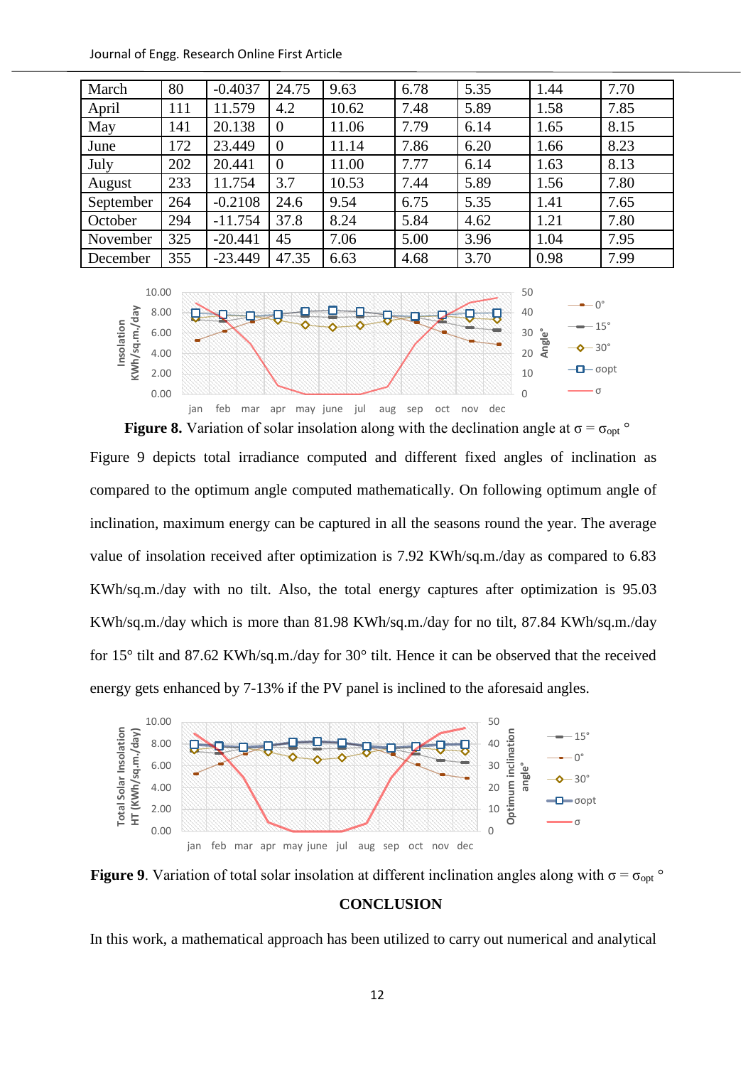| | | | | | | | | |
|---|---|---|---|---|---|---|---|---|
| March | 80 | -0.4037 | 24.75 | 9.63 | 6.78 | 5.35 | 1.44 | 7.70 |
| April | 111 | 11.579 | 4.2 | 10.62 | 7.48 | 5.89 | 1.58 | 7.85 |
| May | 141 | 20.138 | 0 | 11.06 | 7.79 | 6.14 | 1.65 | 8.15 |
| June | 172 | 23.449 | 0 | 11.14 | 7.86 | 6.20 | 1.66 | 8.23 |
| July | 202 | 20.441 | 0 | 11.00 | 7.77 | 6.14 | 1.63 | 8.13 |
| August | 233 | 11.754 | 3.7 | 10.53 | 7.44 | 5.89 | 1.56 | 7.80 |
| September | 264 | -0.2108 | 24.6 | 9.54 | 6.75 | 5.35 | 1.41 | 7.65 |
| October | 294 | -11.754 | 37.8 | 8.24 | 5.84 | 4.62 | 1.21 | 7.80 |
| November | 325 | -20.441 | 45 | 7.06 | 5.00 | 3.96 | 1.04 | 7.95 |
| December | 355 | -23.449 | 47.35 | 6.63 | 4.68 | 3.70 | 0.98 | 7.99 |

Insolation KWh/sq.m./day
10.00
8.00
6.00
4.00
2.00
0.00
jan feb mar apr may june jul aug sep oct nov dec
Angle°
50
40
30
20
10
0
0°
15°
30°
σopt
σ

**Figure 8.** Variation of solar insolation along with the declination angle at $\sigma = \sigma_{opt}$ °

Figure 9 depicts total irradiance computed and different fixed angles of inclination as compared to the optimum angle computed mathematically. On following optimum angle of inclination, maximum energy can be captured in all the seasons round the year. The average value of insolation received after optimization is 7.92 KWh/sq.m./day as compared to 6.83 KWh/sq.m./day with no tilt. Also, the total energy captures after optimization is 95.03 KWh/sq.m./day which is more than 81.98 KWh/sq.m./day for no tilt, 87.84 KWh/sq.m./day for 15° tilt and 87.62 KWh/sq.m./day for 30° tilt. Hence it can be observed that the received energy gets enhanced by 7-13% if the PV panel is inclined to the aforesaid angles.

Total Solar Insolation HT (KWh/sq.m./day)
10.00
8.00
6.00
4.00
2.00
0.00
jan feb mar apr may june jul aug sep oct nov dec
Optimum inclination angle°
50
40
30
20
10
0
15°
0°
30°
σopt
σ

**Figure 9**. Variation of total solar insolation at different inclination angles along with $\sigma = \sigma_{opt}$ °

## CONCLUSION

In this work, a mathematical approach has been utilized to carry out numerical and analytical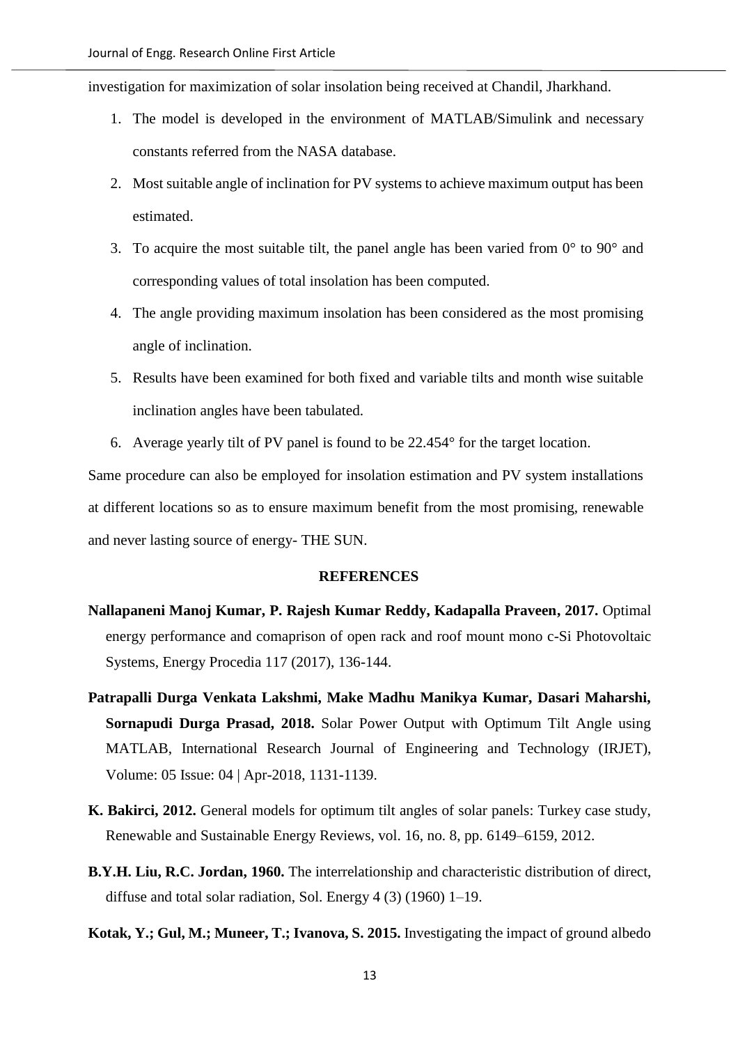investigation for maximization of solar insolation being received at Chandil, Jharkhand.

1. The model is developed in the environment of MATLAB/Simulink and necessary constants referred from the NASA database.
2. Most suitable angle of inclination for PV systems to achieve maximum output has been estimated.
3. To acquire the most suitable tilt, the panel angle has been varied from 0° to 90° and corresponding values of total insolation has been computed.
4. The angle providing maximum insolation has been considered as the most promising angle of inclination.
5. Results have been examined for both fixed and variable tilts and month wise suitable inclination angles have been tabulated.
6. Average yearly tilt of PV panel is found to be 22.454° for the target location.

Same procedure can also be employed for insolation estimation and PV system installations at different locations so as to ensure maximum benefit from the most promising, renewable and never lasting source of energy- THE SUN.

## REFERENCES

**Nallapaneni Manoj Kumar, P. Rajesh Kumar Reddy, Kadapalla Praveen, 2017.** Optimal energy performance and comaprison of open rack and roof mount mono c-Si Photovoltaic Systems, Energy Procedia 117 (2017), 136-144.

**Patrapalli Durga Venkata Lakshmi, Make Madhu Manikya Kumar, Dasari Maharshi, Sornapudi Durga Prasad, 2018.** Solar Power Output with Optimum Tilt Angle using MATLAB, International Research Journal of Engineering and Technology (IRJET), Volume: 05 Issue: 04 | Apr-2018, 1131-1139.

**K. Bakirci, 2012.** General models for optimum tilt angles of solar panels: Turkey case study, Renewable and Sustainable Energy Reviews, vol. 16, no. 8, pp. 6149–6159, 2012.

**B.Y.H. Liu, R.C. Jordan, 1960.** The interrelationship and characteristic distribution of direct, diffuse and total solar radiation, Sol. Energy 4 (3) (1960) 1–19.

**Kotak, Y.; Gul, M.; Muneer, T.; Ivanova, S. 2015.** Investigating the impact of ground albedo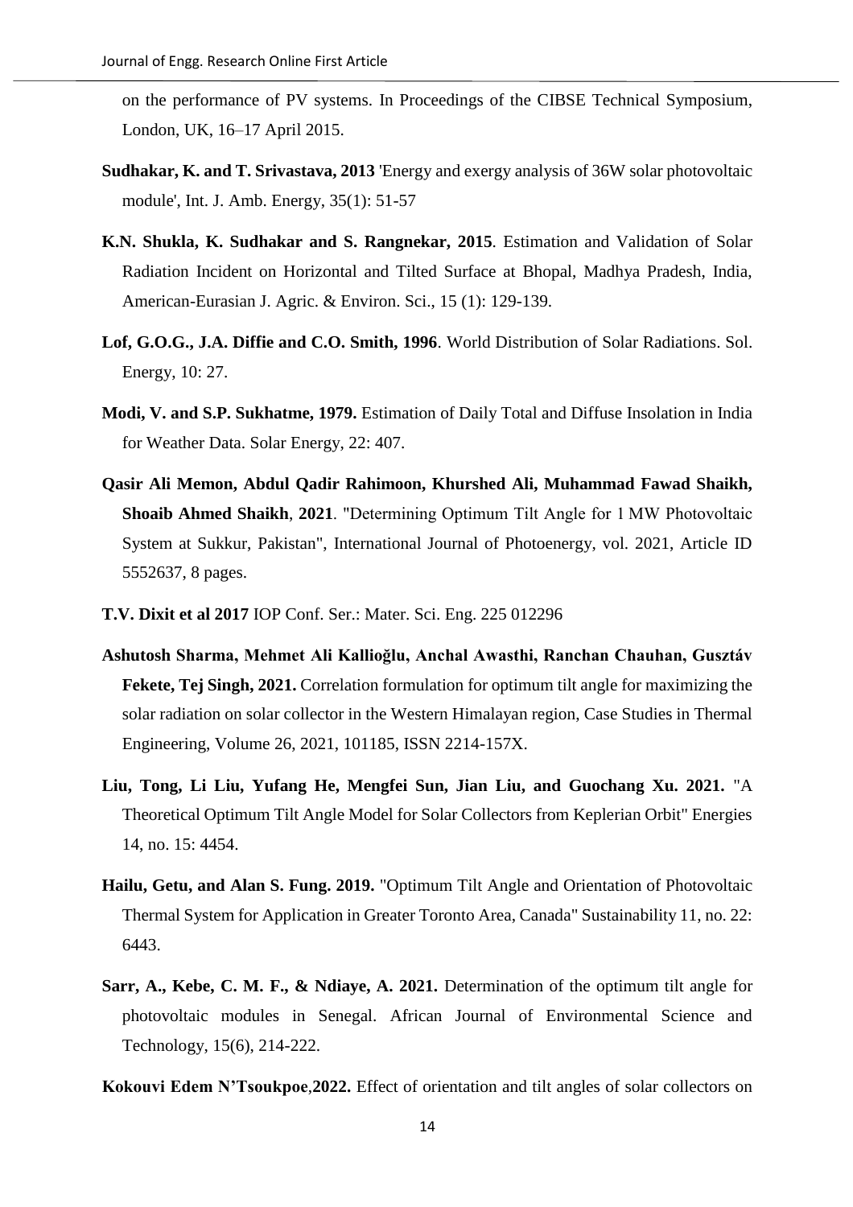on the performance of PV systems. In Proceedings of the CIBSE Technical Symposium, London, UK, 16–17 April 2015.

**Sudhakar, K. and T. Srivastava, 2013** 'Energy and exergy analysis of 36W solar photovoltaic module', Int. J. Amb. Energy, 35(1): 51-57

**K.N. Shukla, K. Sudhakar and S. Rangnekar, 2015**. Estimation and Validation of Solar Radiation Incident on Horizontal and Tilted Surface at Bhopal, Madhya Pradesh, India, American-Eurasian J. Agric. & Environ. Sci., 15 (1): 129-139.

**Lof, G.O.G., J.A. Diffie and C.O. Smith, 1996**. World Distribution of Solar Radiations. Sol. Energy, 10: 27.

**Modi, V. and S.P. Sukhatme, 1979.** Estimation of Daily Total and Diffuse Insolation in India for Weather Data. Solar Energy, 22: 407.

**Qasir Ali Memon, Abdul Qadir Rahimoon, Khurshed Ali, Muhammad Fawad Shaikh, Shoaib Ahmed Shaikh**, **2021**. "Determining Optimum Tilt Angle for 1 MW Photovoltaic System at Sukkur, Pakistan", International Journal of Photoenergy, vol. 2021, Article ID 5552637, 8 pages.

**T.V. Dixit et al 2017** IOP Conf. Ser.: Mater. Sci. Eng. 225 012296

**Ashutosh Sharma, Mehmet Ali Kallioğlu, Anchal Awasthi, Ranchan Chauhan, Gusztáv Fekete, Tej Singh, 2021.** Correlation formulation for optimum tilt angle for maximizing the solar radiation on solar collector in the Western Himalayan region, Case Studies in Thermal Engineering, Volume 26, 2021, 101185, ISSN 2214-157X.

**Liu, Tong, Li Liu, Yufang He, Mengfei Sun, Jian Liu, and Guochang Xu. 2021.** "A Theoretical Optimum Tilt Angle Model for Solar Collectors from Keplerian Orbit" Energies 14, no. 15: 4454.

**Hailu, Getu, and Alan S. Fung. 2019.** "Optimum Tilt Angle and Orientation of Photovoltaic Thermal System for Application in Greater Toronto Area, Canada" Sustainability 11, no. 22: 6443.

**Sarr, A., Kebe, C. M. F., & Ndiaye, A. 2021.** Determination of the optimum tilt angle for photovoltaic modules in Senegal. African Journal of Environmental Science and Technology, 15(6), 214-222.

**Kokouvi Edem N'Tsoukpoe**,**2022.** Effect of orientation and tilt angles of solar collectors on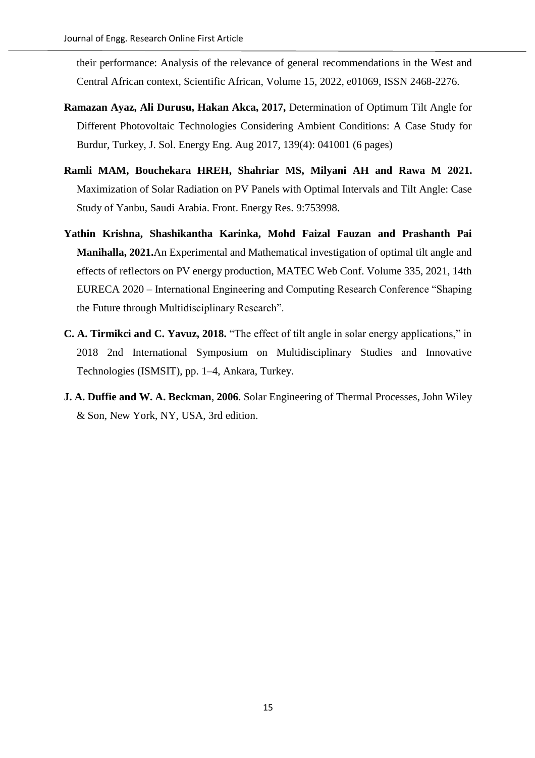their performance: Analysis of the relevance of general recommendations in the West and Central African context, Scientific African, Volume 15, 2022, e01069, ISSN 2468-2276.

**Ramazan Ayaz, Ali Durusu, Hakan Akca, 2017,** Determination of Optimum Tilt Angle for Different Photovoltaic Technologies Considering Ambient Conditions: A Case Study for Burdur, Turkey, J. Sol. Energy Eng. Aug 2017, 139(4): 041001 (6 pages)

**Ramli MAM, Bouchekara HREH, Shahriar MS, Milyani AH and Rawa M 2021.** Maximization of Solar Radiation on PV Panels with Optimal Intervals and Tilt Angle: Case Study of Yanbu, Saudi Arabia. Front. Energy Res. 9:753998.

**Yathin Krishna, Shashikantha Karinka, Mohd Faizal Fauzan and Prashanth Pai Manihalla, 2021.**An Experimental and Mathematical investigation of optimal tilt angle and effects of reflectors on PV energy production, MATEC Web Conf. Volume 335, 2021, 14th EURECA 2020 – International Engineering and Computing Research Conference "Shaping the Future through Multidisciplinary Research".

**C. A. Tirmikci and C. Yavuz, 2018.** "The effect of tilt angle in solar energy applications," in 2018 2nd International Symposium on Multidisciplinary Studies and Innovative Technologies (ISMSIT), pp. 1–4, Ankara, Turkey.

**J. A. Duffie and W. A. Beckman**, **2006**. Solar Engineering of Thermal Processes, John Wiley & Son, New York, NY, USA, 3rd edition.